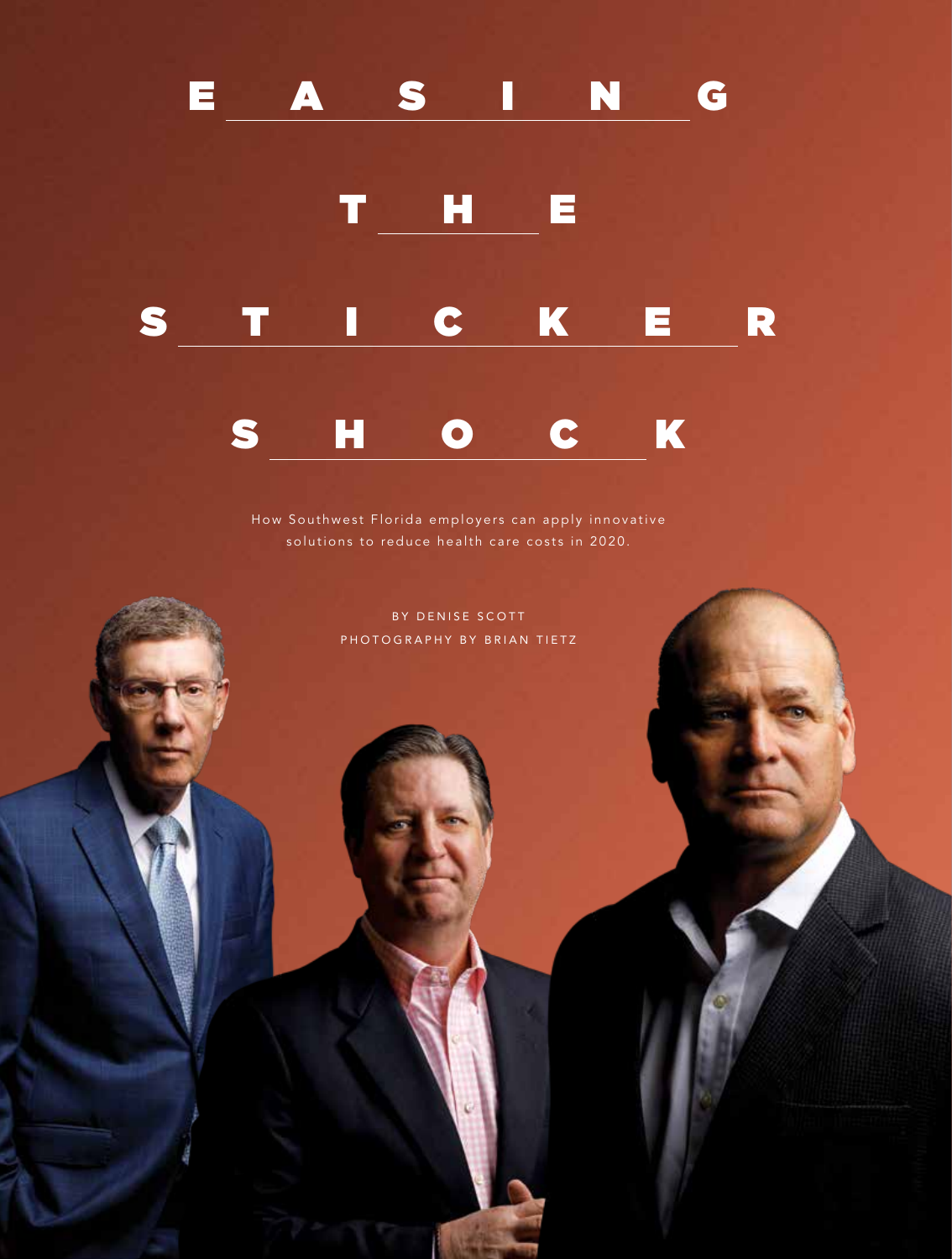# EASING THE STICKER SHOCK

How Southwest Florida employers can apply innovative solutions to reduce health care costs in 2020.

BY DENISE SCOTT

PHOTOGRAPHY BY BRIAN TIETZ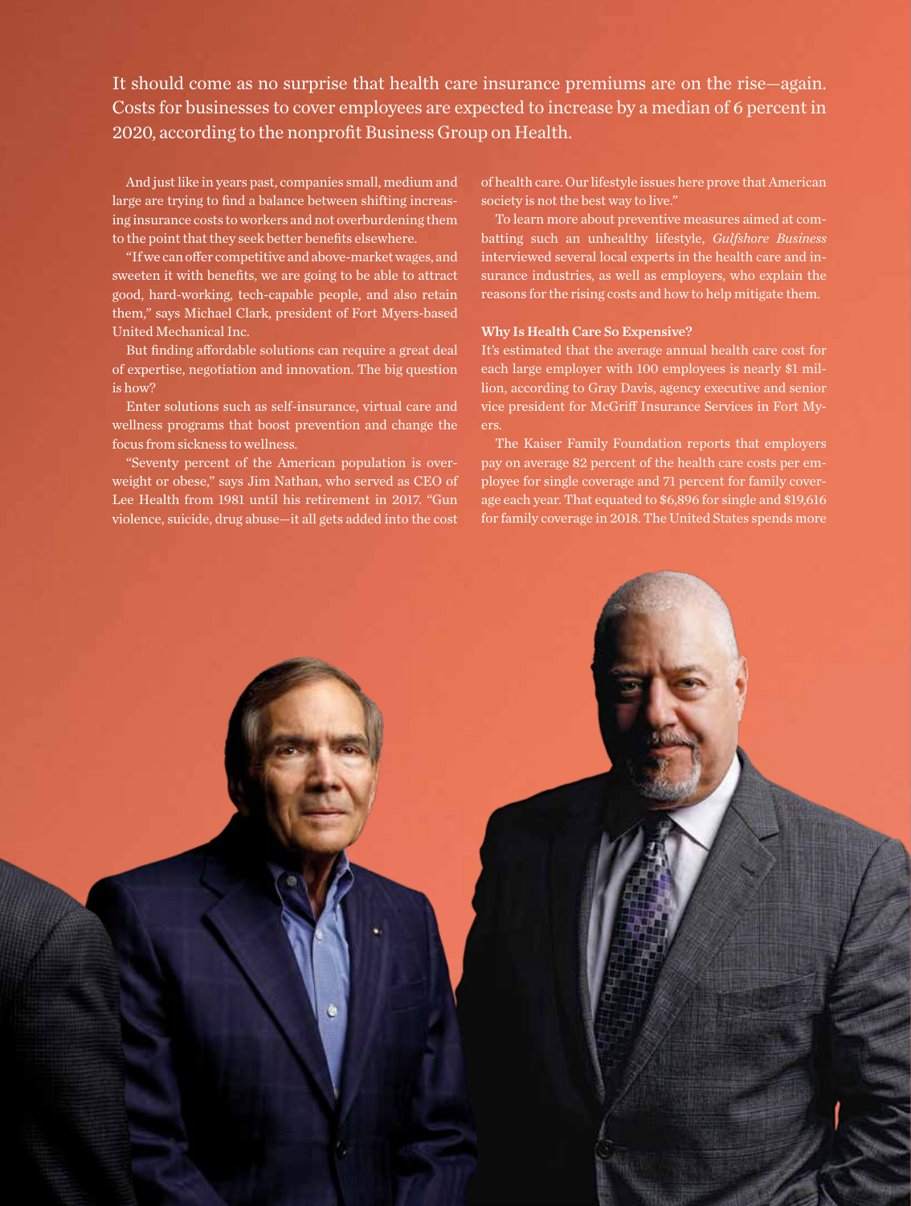It should come as no surprise that health care insurance premiums are on the rise—again. Costs for businesses to cover employees are expected to increase by a median of 6 percent in 2020, according to the nonprofit Business Group on Health.

And just like in years past, companies small, medium and large are trying to find a balance between shifting increasing insurance costs to workers and not overburdening them to the point that they seek better benefits elsewhere.

"If we can offer competitive and above-market wages, and sweeten it with benefits, we are going to be able to attract good, hard-working, tech-capable people, and also retain them," says Michael Clark, president of Fort Myers-based United Mechanical Inc.

But finding affordable solutions can require a great deal of expertise, negotiation and innovation. The big question is how?

Enter solutions such as self-insurance, virtual care and wellness programs that boost prevention and change the focus from sickness to wellness.

"Seventy percent of the American population is overweight or obese," says Jim Nathan, who served as CEO of Lee Health from 1981 until his retirement in 2017. "Gun violence, suicide, drug abuse—it all gets added into the cost of health care. Our lifestyle issues here prove that American society is not the best way to live."

To learn more about preventive measures aimed at combatting such an unhealthy lifestyle, *Gulfshore Business* interviewed several local experts in the health care and insurance industries, as well as employers, who explain the reasons for the rising costs and how to help mitigate them.

**Why Is Health Care So Expensive?**

It's estimated that the average annual health care cost for each large employer with 100 employees is nearly $1 million, according to Gray Davis, agency executive and senior vice president for McGriff Insurance Services in Fort Myers.

The Kaiser Family Foundation reports that employers pay on average 82 percent of the health care costs per employee for single coverage and 71 percent for family coverage each year. That equated to $6,896 for single and $19,616 for family coverage in 2018. The United States spends more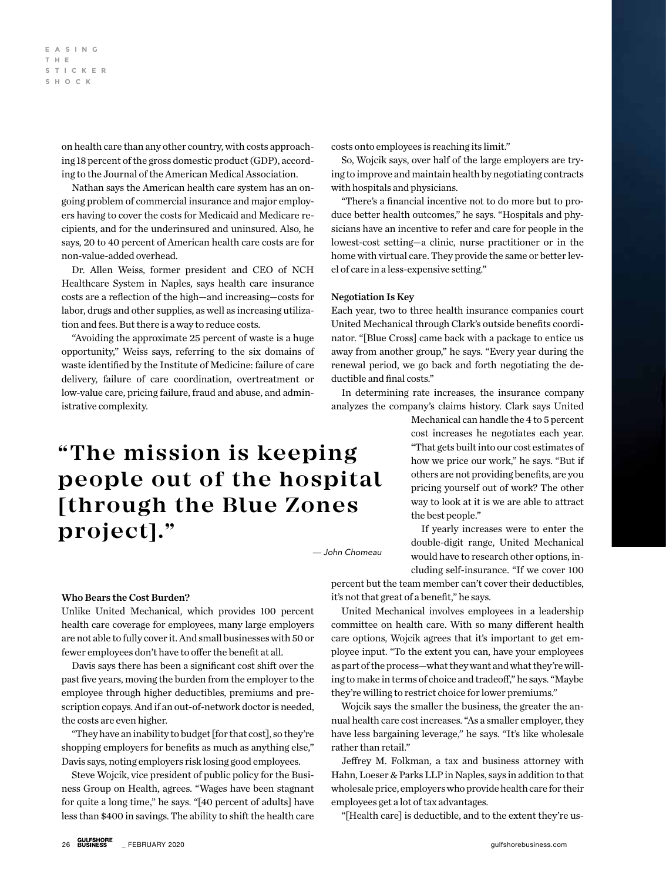on health care than any other country, with costs approaching 18 percent of the gross domestic product (GDP), according to the Journal of the American Medical Association.

Nathan says the American health care system has an ongoing problem of commercial insurance and major employers having to cover the costs for Medicaid and Medicare recipients, and for the underinsured and uninsured. Also, he says, 20 to 40 percent of American health care costs are for non-value-added overhead.

Dr. Allen Weiss, former president and CEO of NCH Healthcare System in Naples, says health care insurance costs are a reflection of the high—and increasing—costs for labor, drugs and other supplies, as well as increasing utilization and fees. But there is a way to reduce costs.

"Avoiding the approximate 25 percent of waste is a huge opportunity," Weiss says, referring to the six domains of waste identified by the Institute of Medicine: failure of care delivery, failure of care coordination, overtreatment or low-value care, pricing failure, fraud and abuse, and administrative complexity.

> **"The mission is keeping people out of the hospital [through the Blue Zones project]."**
>
> *— John Chomeau*

### Who Bears the Cost Burden?

Unlike United Mechanical, which provides 100 percent health care coverage for employees, many large employers are not able to fully cover it. And small businesses with 50 or fewer employees don't have to offer the benefit at all.

Davis says there has been a significant cost shift over the past five years, moving the burden from the employer to the employee through higher deductibles, premiums and prescription copays. And if an out-of-network doctor is needed, the costs are even higher.

"They have an inability to budget [for that cost], so they're shopping employers for benefits as much as anything else," Davis says, noting employers risk losing good employees.

Steve Wojcik, vice president of public policy for the Business Group on Health, agrees. "Wages have been stagnant for quite a long time," he says. "[40 percent of adults] have less than $400 in savings. The ability to shift the health care costs onto employees is reaching its limit."

So, Wojcik says, over half of the large employers are trying to improve and maintain health by negotiating contracts with hospitals and physicians.

"There's a financial incentive not to do more but to produce better health outcomes," he says. "Hospitals and physicians have an incentive to refer and care for people in the lowest-cost setting—a clinic, nurse practitioner or in the home with virtual care. They provide the same or better level of care in a less-expensive setting."

### Negotiation Is Key

Each year, two to three health insurance companies court United Mechanical through Clark's outside benefits coordinator. "[Blue Cross] came back with a package to entice us away from another group," he says. "Every year during the renewal period, we go back and forth negotiating the deductible and final costs."

In determining rate increases, the insurance company analyzes the company's claims history. Clark says United Mechanical can handle the 4 to 5 percent cost increases he negotiates each year. "That gets built into our cost estimates of how we price our work," he says. "But if others are not providing benefits, are you pricing yourself out of work? The other way to look at it is we are able to attract the best people."

If yearly increases were to enter the double-digit range, United Mechanical would have to research other options, including self-insurance. "If we cover 100 percent but the team member can't cover their deductibles, it's not that great of a benefit," he says.

United Mechanical involves employees in a leadership committee on health care. With so many different health care options, Wojcik agrees that it's important to get employee input. "To the extent you can, have your employees as part of the process—what they want and what they're willing to make in terms of choice and tradeoff," he says. "Maybe they're willing to restrict choice for lower premiums."

Wojcik says the smaller the business, the greater the annual health care cost increases. "As a smaller employer, they have less bargaining leverage," he says. "It's like wholesale rather than retail."

Jeffrey M. Folkman, a tax and business attorney with Hahn, Loeser & Parks LLP in Naples, says in addition to that wholesale price, employers who provide health care for their employees get a lot of tax advantages.

"[Health care] is deductible, and to the extent they're us-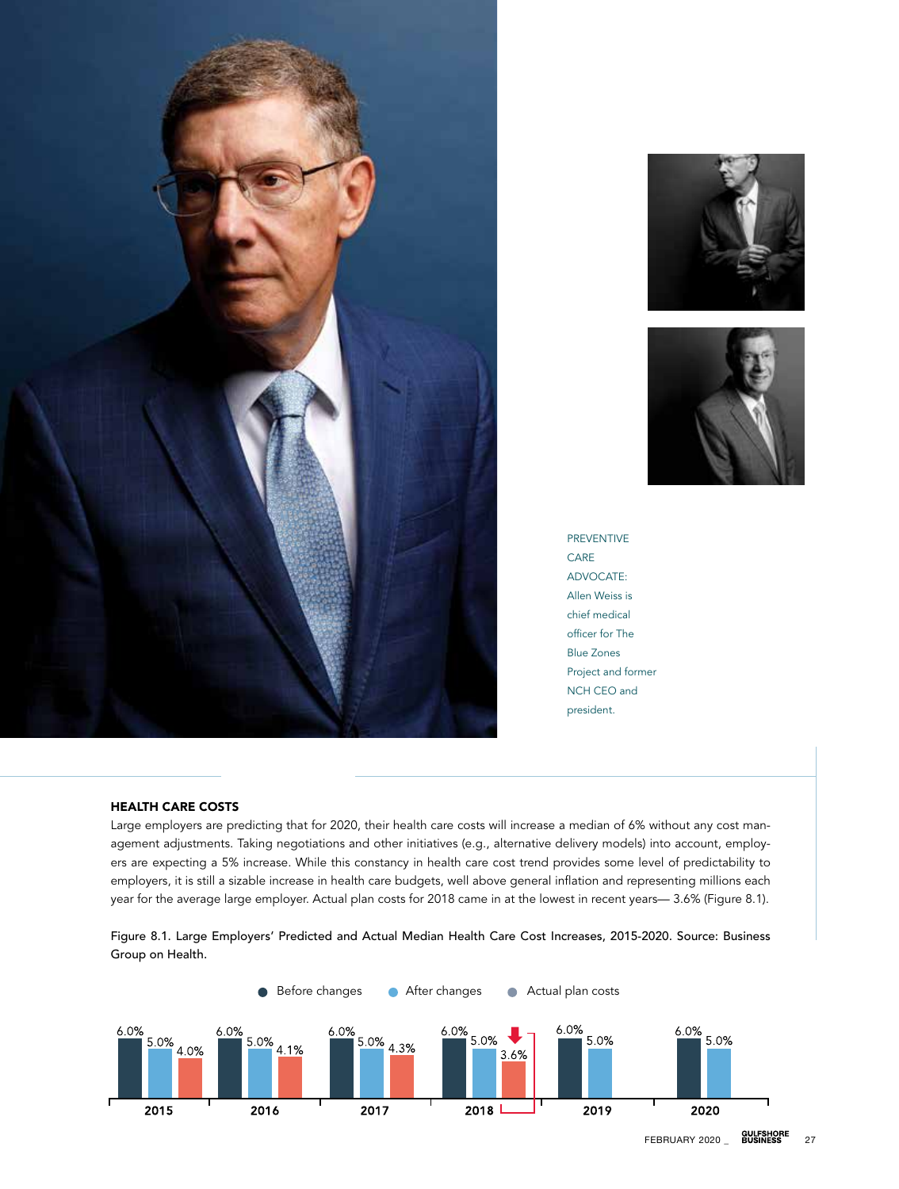PREVENTIVE CARE ADVOCATE: Allen Weiss is chief medical officer for The Blue Zones Project and former NCH CEO and president.

### HEALTH CARE COSTS

Large employers are predicting that for 2020, their health care costs will increase a median of 6% without any cost management adjustments. Taking negotiations and other initiatives (e.g., alternative delivery models) into account, employers are expecting a 5% increase. While this constancy in health care cost trend provides some level of predictability to employers, it is still a sizable increase in health care budgets, well above general inflation and representing millions each year for the average large employer. Actual plan costs for 2018 came in at the lowest in recent years— 3.6% (Figure 8.1).

Figure 8.1. Large Employers' Predicted and Actual Median Health Care Cost Increases, 2015-2020. Source: Business Group on Health.

| Year | Before changes | After changes | Actual plan costs |
|---|---|---|---|
| 2015 | 6.0% | 5.0% | 4.0% |
| 2016 | 6.0% | 5.0% | 4.1% |
| 2017 | 6.0% | 5.0% | 4.3% |
| 2018 | 6.0% | 5.0% | 3.6% |
| 2019 | 6.0% | 5.0% | |
| 2020 | 6.0% | 5.0% | |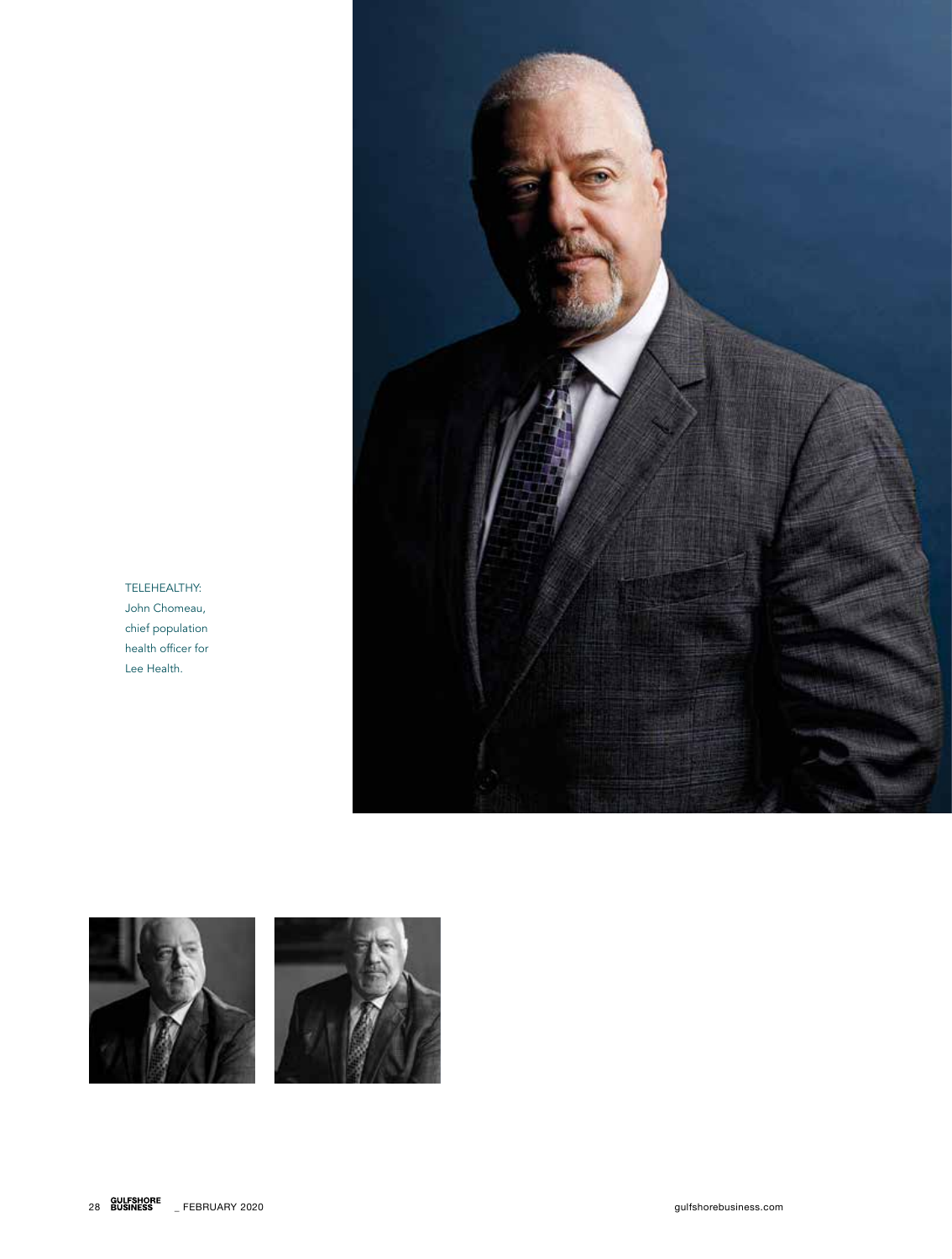TELEHEALTHY: John Chomeau, chief population health officer for Lee Health.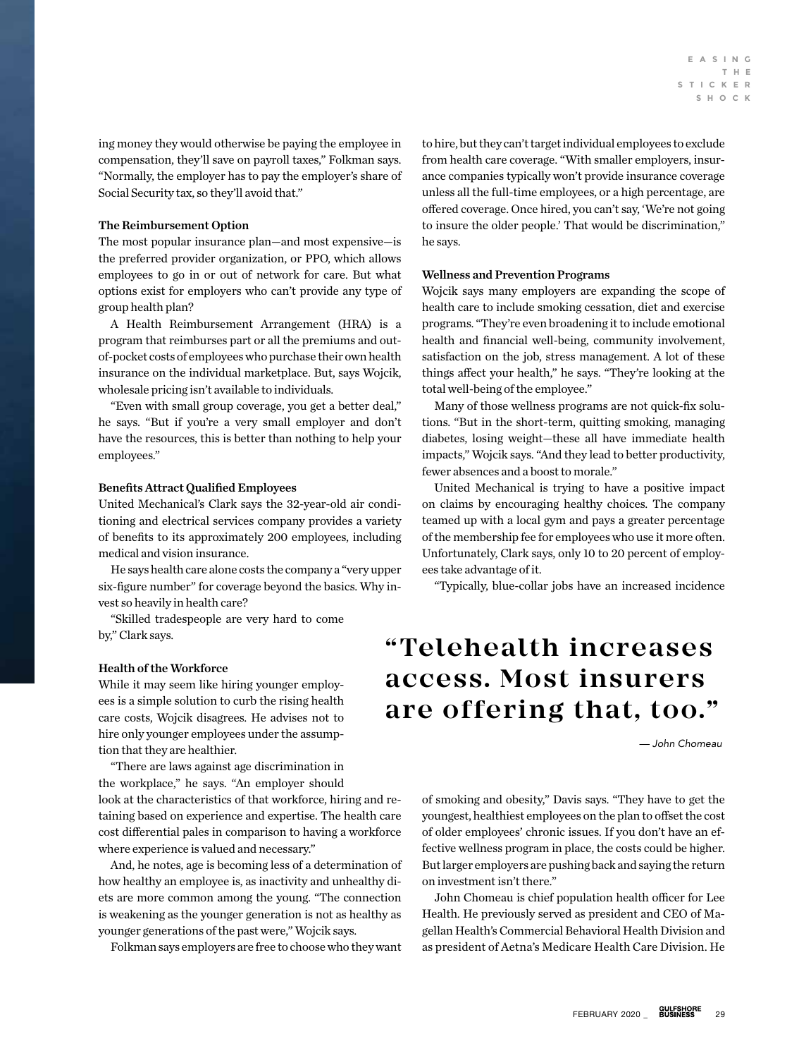ing money they would otherwise be paying the employee in compensation, they'll save on payroll taxes," Folkman says. "Normally, the employer has to pay the employer's share of Social Security tax, so they'll avoid that."

### The Reimbursement Option

The most popular insurance plan—and most expensive—is the preferred provider organization, or PPO, which allows employees to go in or out of network for care. But what options exist for employers who can't provide any type of group health plan?

A Health Reimbursement Arrangement (HRA) is a program that reimburses part or all the premiums and out-of-pocket costs of employees who purchase their own health insurance on the individual marketplace. But, says Wojcik, wholesale pricing isn't available to individuals.

"Even with small group coverage, you get a better deal," he says. "But if you're a very small employer and don't have the resources, this is better than nothing to help your employees."

### Benefits Attract Qualified Employees

United Mechanical's Clark says the 32-year-old air conditioning and electrical services company provides a variety of benefits to its approximately 200 employees, including medical and vision insurance.

He says health care alone costs the company a "very upper six-figure number" for coverage beyond the basics. Why invest so heavily in health care?

"Skilled tradespeople are very hard to come by," Clark says.

### Health of the Workforce

While it may seem like hiring younger employees is a simple solution to curb the rising health care costs, Wojcik disagrees. He advises not to hire only younger employees under the assumption that they are healthier.

"There are laws against age discrimination in the workplace," he says. "An employer should look at the characteristics of that workforce, hiring and retaining based on experience and expertise. The health care cost differential pales in comparison to having a workforce where experience is valued and necessary."

And, he notes, age is becoming less of a determination of how healthy an employee is, as inactivity and unhealthy diets are more common among the young. "The connection is weakening as the younger generation is not as healthy as younger generations of the past were," Wojcik says.

Folkman says employers are free to choose who they want to hire, but they can't target individual employees to exclude from health care coverage. "With smaller employers, insurance companies typically won't provide insurance coverage unless all the full-time employees, or a high percentage, are offered coverage. Once hired, you can't say, 'We're not going to insure the older people.' That would be discrimination," he says.

### Wellness and Prevention Programs

Wojcik says many employers are expanding the scope of health care to include smoking cessation, diet and exercise programs. "They're even broadening it to include emotional health and financial well-being, community involvement, satisfaction on the job, stress management. A lot of these things affect your health," he says. "They're looking at the total well-being of the employee."

Many of those wellness programs are not quick-fix solutions. "But in the short-term, quitting smoking, managing diabetes, losing weight—these all have immediate health impacts," Wojcik says. "And they lead to better productivity, fewer absences and a boost to morale."

United Mechanical is trying to have a positive impact on claims by encouraging healthy choices. The company teamed up with a local gym and pays a greater percentage of the membership fee for employees who use it more often. Unfortunately, Clark says, only 10 to 20 percent of employees take advantage of it.

"Typically, blue-collar jobs have an increased incidence of smoking and obesity," Davis says. "They have to get the youngest, healthiest employees on the plan to offset the cost of older employees' chronic issues. If you don't have an effective wellness program in place, the costs could be higher. But larger employers are pushing back and saying the return on investment isn't there."

> **"Telehealth increases access. Most insurers are offering that, too."**
>
> *— John Chomeau*

John Chomeau is chief population health officer for Lee Health. He previously served as president and CEO of Magellan Health's Commercial Behavioral Health Division and as president of Aetna's Medicare Health Care Division. He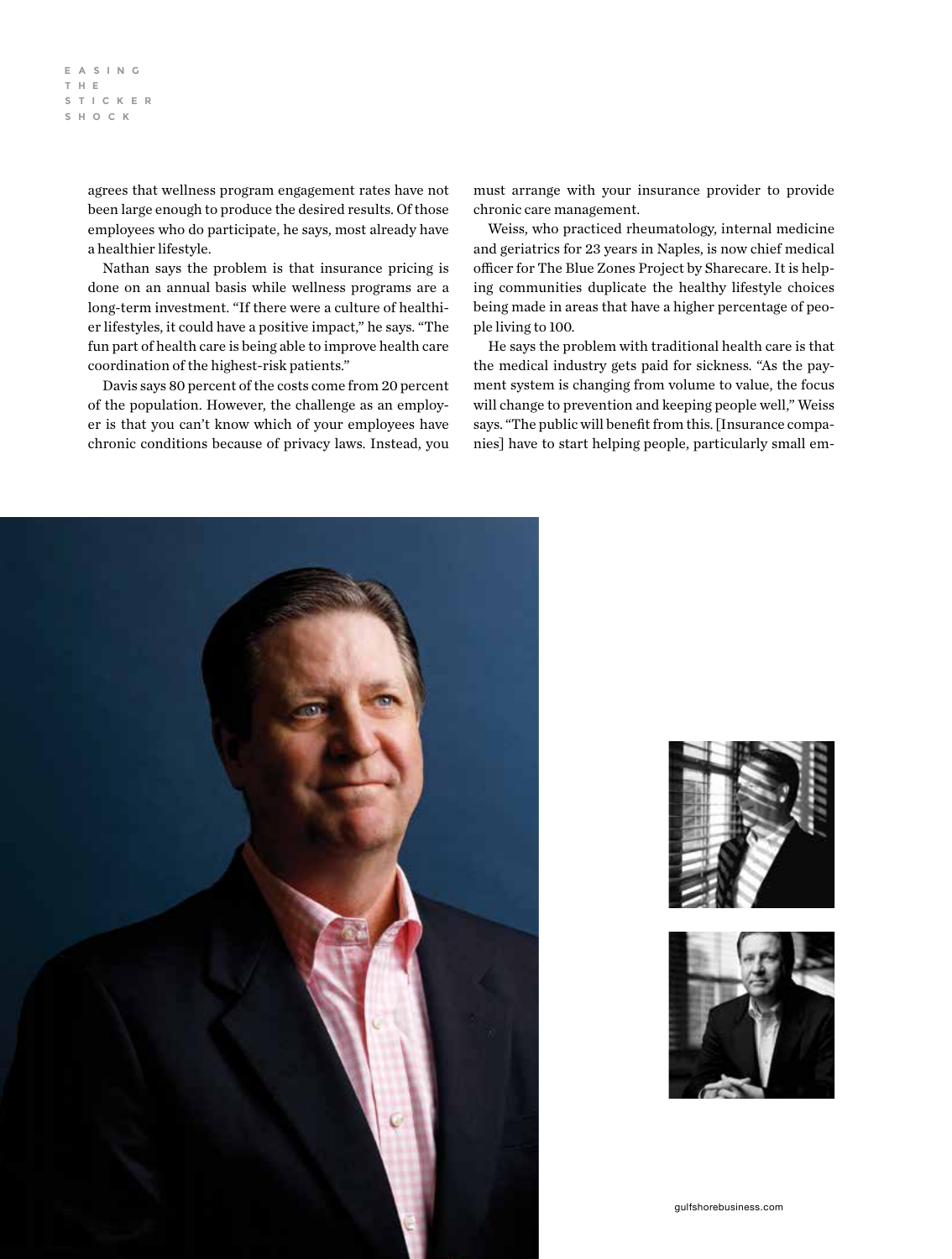agrees that wellness program engagement rates have not been large enough to produce the desired results. Of those employees who do participate, he says, most already have a healthier lifestyle.

Nathan says the problem is that insurance pricing is done on an annual basis while wellness programs are a long-term investment. "If there were a culture of healthier lifestyles, it could have a positive impact," he says. "The fun part of health care is being able to improve health care coordination of the highest-risk patients."

Davis says 80 percent of the costs come from 20 percent of the population. However, the challenge as an employer is that you can't know which of your employees have chronic conditions because of privacy laws. Instead, you must arrange with your insurance provider to provide chronic care management.

Weiss, who practiced rheumatology, internal medicine and geriatrics for 23 years in Naples, is now chief medical officer for The Blue Zones Project by Sharecare. It is helping communities duplicate the healthy lifestyle choices being made in areas that have a higher percentage of people living to 100.

He says the problem with traditional health care is that the medical industry gets paid for sickness. "As the payment system is changing from volume to value, the focus will change to prevention and keeping people well," Weiss says. "The public will benefit from this. [Insurance companies] have to start helping people, particularly small em-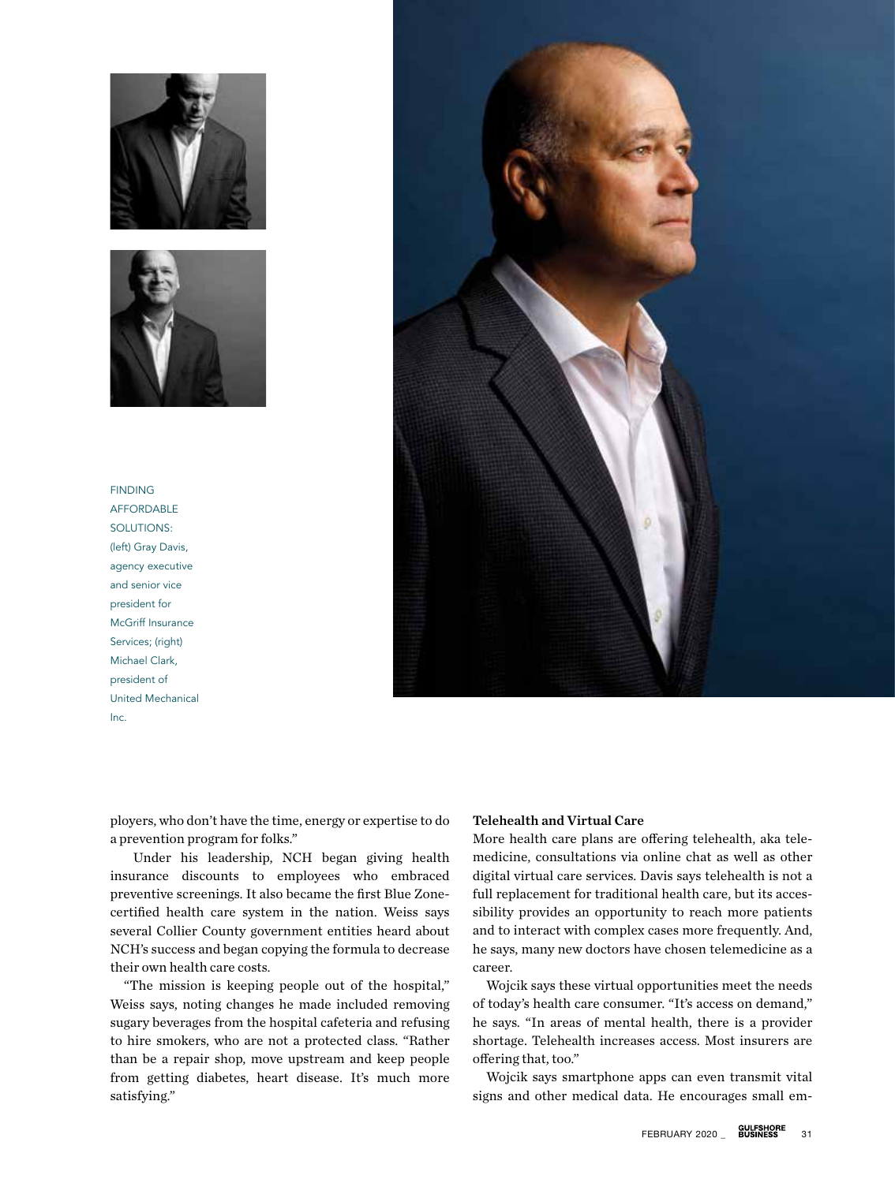FINDING AFFORDABLE SOLUTIONS: (left) Gray Davis, agency executive and senior vice president for McGriff Insurance Services; (right) Michael Clark, president of United Mechanical Inc.

ployers, who don't have the time, energy or expertise to do a prevention program for folks."

Under his leadership, NCH began giving health insurance discounts to employees who embraced preventive screenings. It also became the first Blue Zone-certified health care system in the nation. Weiss says several Collier County government entities heard about NCH's success and began copying the formula to decrease their own health care costs.

"The mission is keeping people out of the hospital," Weiss says, noting changes he made included removing sugary beverages from the hospital cafeteria and refusing to hire smokers, who are not a protected class. "Rather than be a repair shop, move upstream and keep people from getting diabetes, heart disease. It's much more satisfying."

**Telehealth and Virtual Care**

More health care plans are offering telehealth, aka telemedicine, consultations via online chat as well as other digital virtual care services. Davis says telehealth is not a full replacement for traditional health care, but its accessibility provides an opportunity to reach more patients and to interact with complex cases more frequently. And, he says, many new doctors have chosen telemedicine as a career.

Wojcik says these virtual opportunities meet the needs of today's health care consumer. "It's access on demand," he says. "In areas of mental health, there is a provider shortage. Telehealth increases access. Most insurers are offering that, too."

Wojcik says smartphone apps can even transmit vital signs and other medical data. He encourages small em-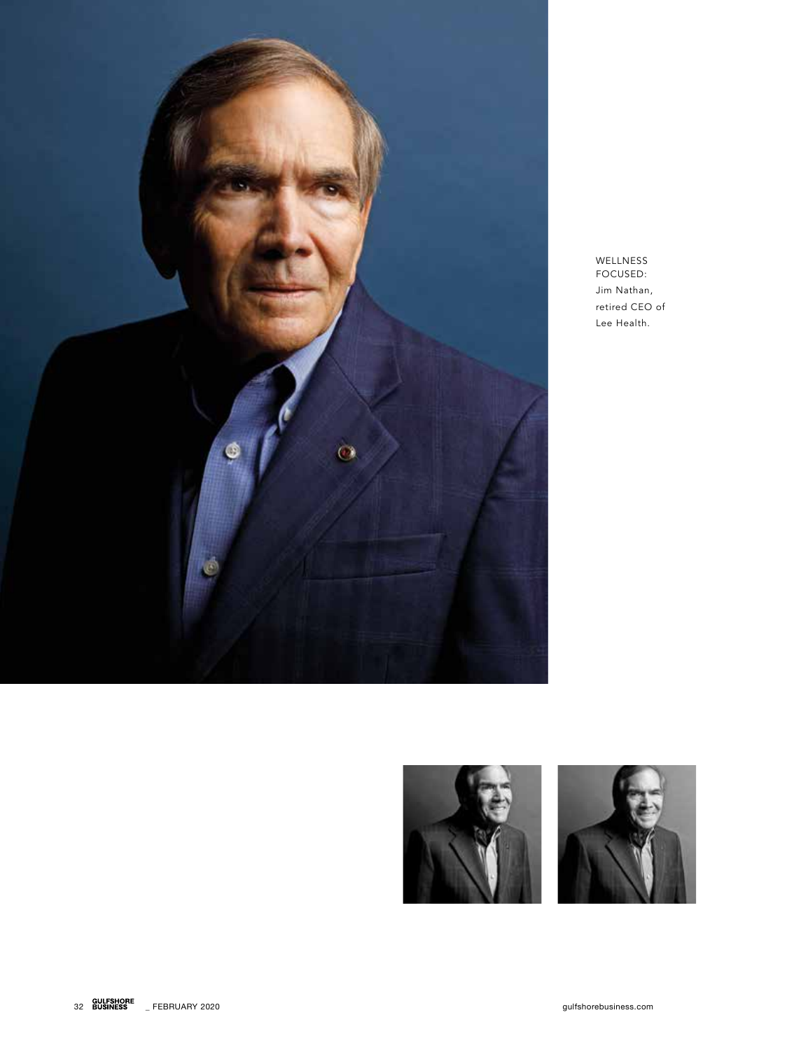WELLNESS FOCUSED:
Jim Nathan, retired CEO of Lee Health.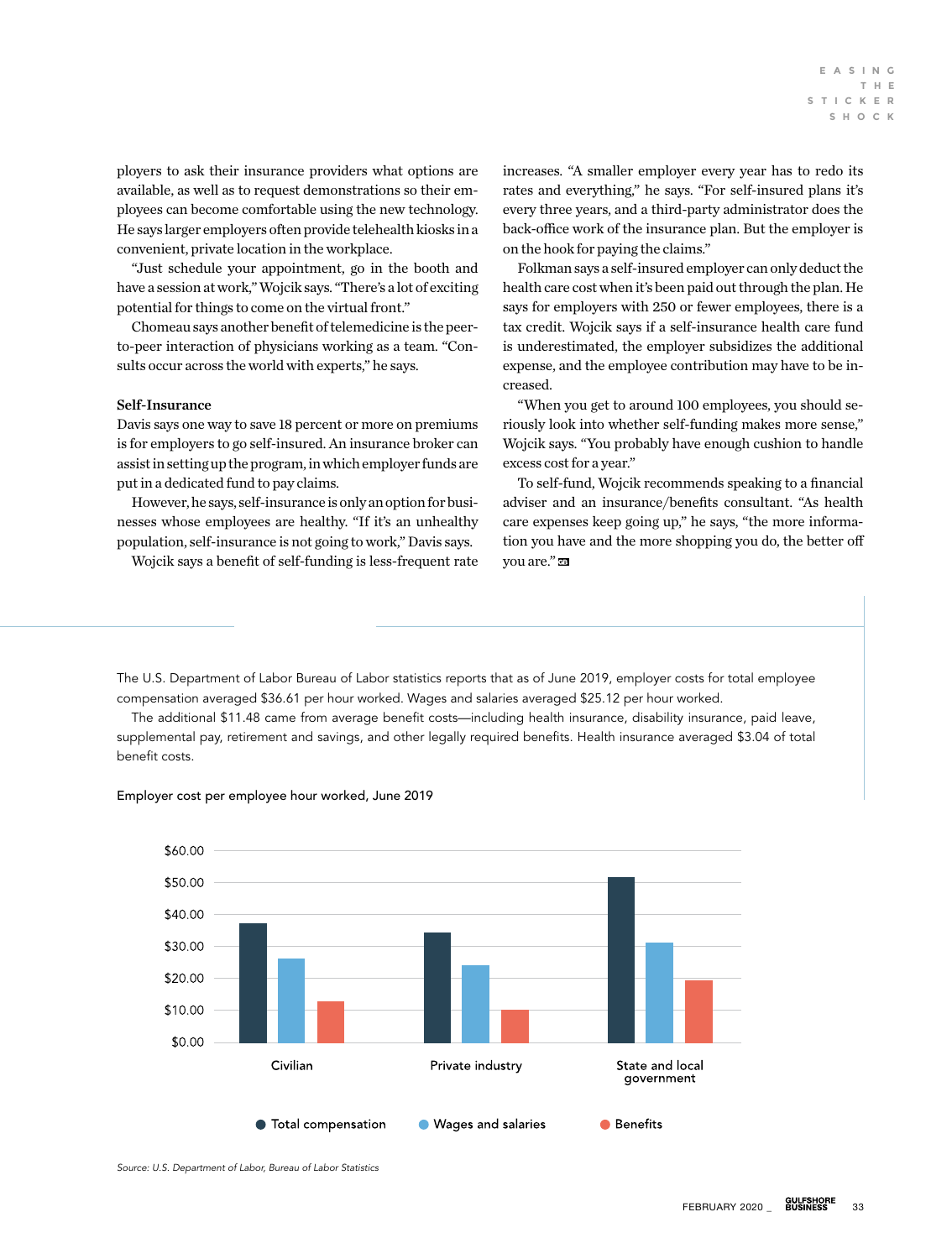ployers to ask their insurance providers what options are available, as well as to request demonstrations so their employees can become comfortable using the new technology. He says larger employers often provide telehealth kiosks in a convenient, private location in the workplace.

"Just schedule your appointment, go in the booth and have a session at work," Wojcik says. "There's a lot of exciting potential for things to come on the virtual front."

Chomeau says another benefit of telemedicine is the peer-to-peer interaction of physicians working as a team. "Consults occur across the world with experts," he says.

**Self-Insurance**

Davis says one way to save 18 percent or more on premiums is for employers to go self-insured. An insurance broker can assist in setting up the program, in which employer funds are put in a dedicated fund to pay claims.

However, he says, self-insurance is only an option for businesses whose employees are healthy. "If it's an unhealthy population, self-insurance is not going to work," Davis says.

Wojcik says a benefit of self-funding is less-frequent rate increases. "A smaller employer every year has to redo its rates and everything," he says. "For self-insured plans it's every three years, and a third-party administrator does the back-office work of the insurance plan. But the employer is on the hook for paying the claims."

Folkman says a self-insured employer can only deduct the health care cost when it's been paid out through the plan. He says for employers with 250 or fewer employees, there is a tax credit. Wojcik says if a self-insurance health care fund is underestimated, the employer subsidizes the additional expense, and the employee contribution may have to be increased.

"When you get to around 100 employees, you should seriously look into whether self-funding makes more sense," Wojcik says. "You probably have enough cushion to handle excess cost for a year."

To self-fund, Wojcik recommends speaking to a financial adviser and an insurance/benefits consultant. "As health care expenses keep going up," he says, "the more information you have and the more shopping you do, the better off you are."

---

The U.S. Department of Labor Bureau of Labor statistics reports that as of June 2019, employer costs for total employee compensation averaged $36.61 per hour worked. Wages and salaries averaged $25.12 per hour worked.

The additional $11.48 came from average benefit costs—including health insurance, disability insurance, paid leave, supplemental pay, retirement and savings, and other legally required benefits. Health insurance averaged $3.04 of total benefit costs.

Employer cost per employee hour worked, June 2019

$60.00
$50.00
$40.00
$30.00
$20.00
$10.00
$0.00

Civilian
Private industry
State and local government

Total compensation
Wages and salaries
Benefits

*Source: U.S. Department of Labor, Bureau of Labor Statistics*